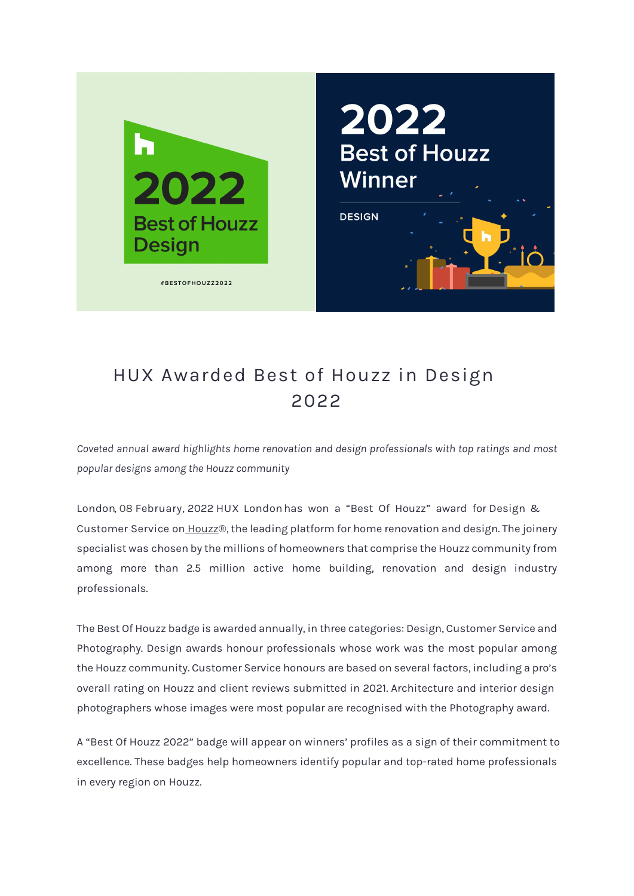# HUX Awarded Best of Houzz in Design 2022

*Coveted annual award highlights home renovation and design professionals with top ratings and most popular designs among the Houzz community*

London, 08 February, 2022 HUX London has won a "Best Of Houzz" award for Design & Customer Service on Houzz®, the leading platform for home renovation and design. The joinery specialist was chosen by the millions of homeowners that comprise the Houzz community from among more than 2.5 million active home building, renovation and design industry professionals.

The Best Of Houzz badge is awarded annually, in three categories: Design, Customer Service and Photography. Design awards honour professionals whose work was the most popular among the Houzz community. Customer Service honours are based on several factors, including a pro's overall rating on Houzz and client reviews submitted in 2021. Architecture and interior design photographers whose images were most popular are recognised with the Photography award.

A "Best Of Houzz 2022" badge will appear on winners' profiles as a sign of their commitment to excellence. These badges help homeowners identify popular and top-rated home professionals in every region on Houzz.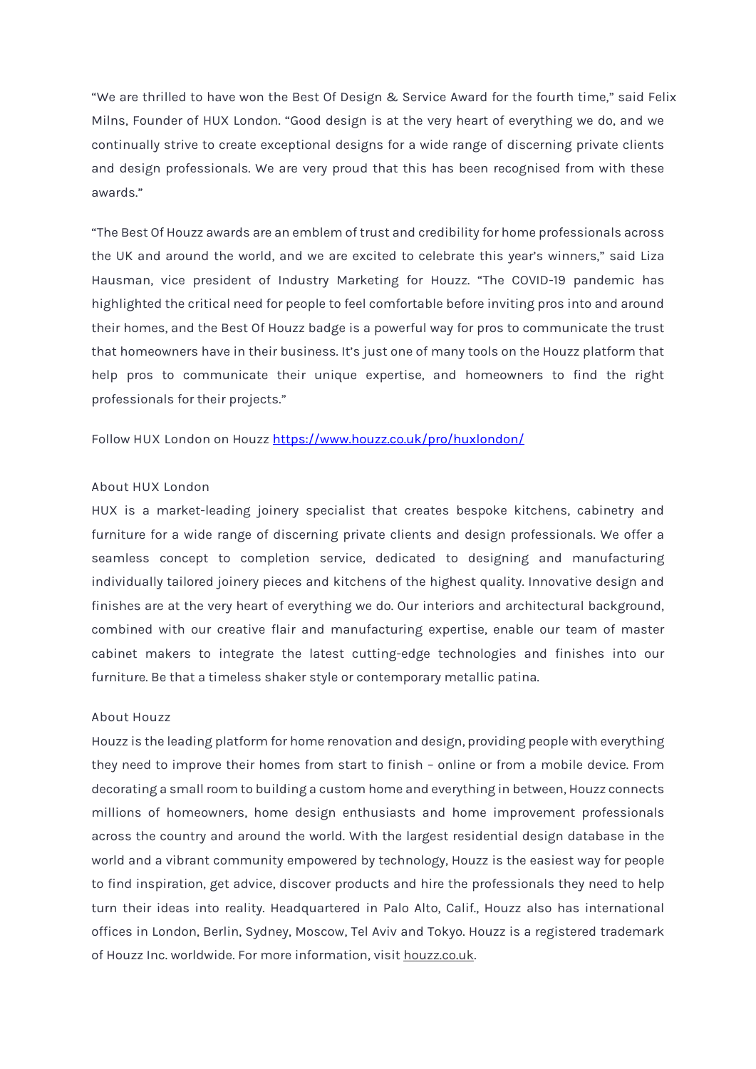"We are thrilled to have won the Best Of Design & Service Award for the fourth time," said Felix Milns, Founder of HUX London. "Good design is at the very heart of everything we do, and we continually strive to create exceptional designs for a wide range of discerning private clients and design professionals. We are very proud that this has been recognised from with these awards."

"The Best Of Houzz awards are an emblem of trust and credibility for home professionals across the UK and around the world, and we are excited to celebrate this year's winners," said Liza Hausman, vice president of Industry Marketing for Houzz. "The COVID-19 pandemic has highlighted the critical need for people to feel comfortable before inviting pros into and around their homes, and the Best Of Houzz badge is a powerful way for pros to communicate the trust that homeowners have in their business. It's just one of many tools on the Houzz platform that help pros to communicate their unique expertise, and homeowners to find the right professionals for their projects."

Follow HUX London on Houzz https://www.houzz.co.uk/pro/huxlondon/

About HUX London

HUX is a market-leading joinery specialist that creates bespoke kitchens, cabinetry and furniture for a wide range of discerning private clients and design professionals. We offer a seamless concept to completion service, dedicated to designing and manufacturing individually tailored joinery pieces and kitchens of the highest quality. Innovative design and finishes are at the very heart of everything we do. Our interiors and architectural background, combined with our creative flair and manufacturing expertise, enable our team of master cabinet makers to integrate the latest cutting-edge technologies and finishes into our furniture. Be that a timeless shaker style or contemporary metallic patina.

About Houzz

Houzz is the leading platform for home renovation and design, providing people with everything they need to improve their homes from start to finish – online or from a mobile device. From decorating a small room to building a custom home and everything in between, Houzz connects millions of homeowners, home design enthusiasts and home improvement professionals across the country and around the world. With the largest residential design database in the world and a vibrant community empowered by technology, Houzz is the easiest way for people to find inspiration, get advice, discover products and hire the professionals they need to help turn their ideas into reality. Headquartered in Palo Alto, Calif., Houzz also has international offices in London, Berlin, Sydney, Moscow, Tel Aviv and Tokyo. Houzz is a registered trademark of Houzz Inc. worldwide. For more information, visit houzz.co.uk.